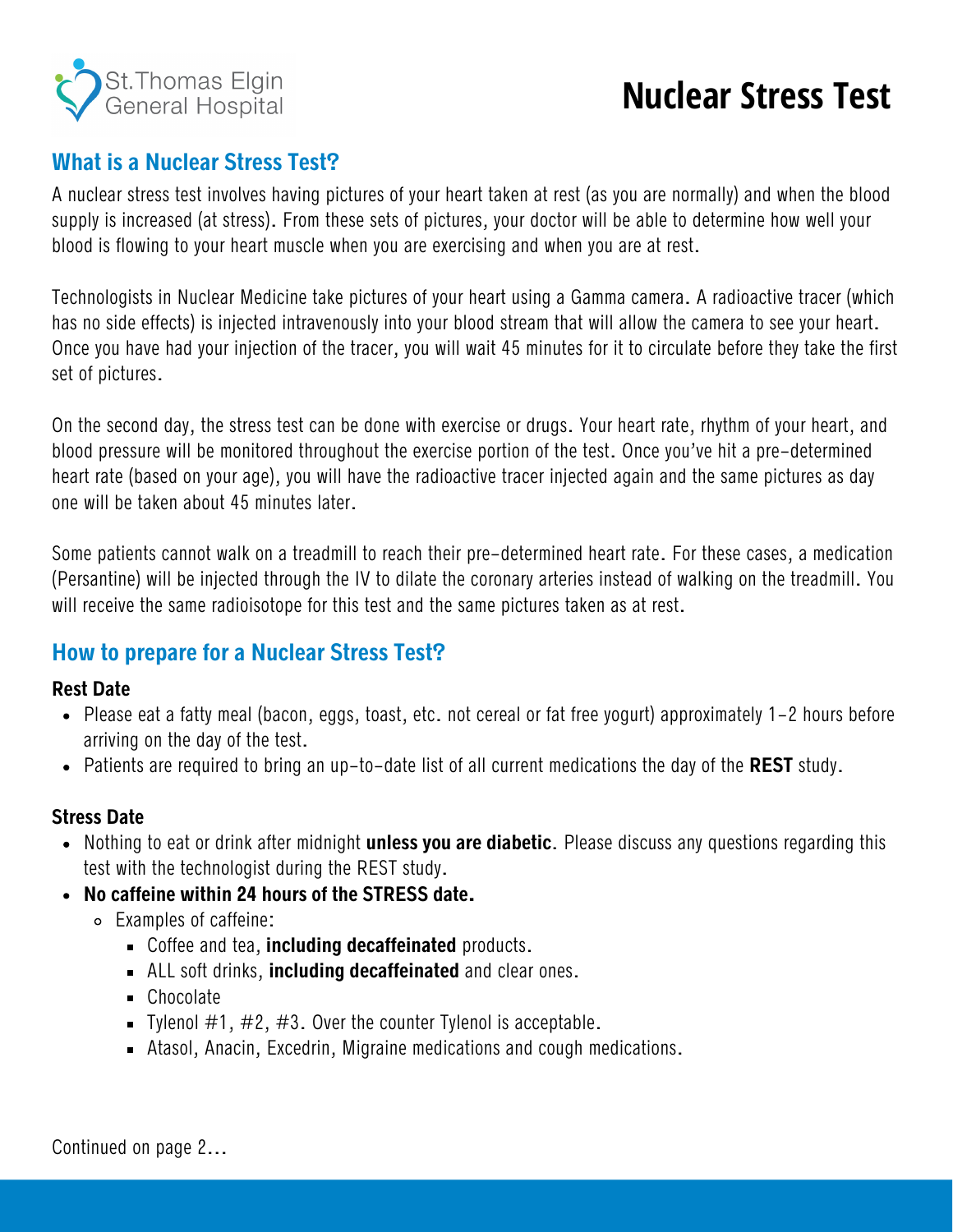St.Thomas Elgin General Hospital

# Nuclear Stress Test

## What is a Nuclear Stress Test?

A nuclear stress test involves having pictures of your heart taken at rest (as you are normally) and when the blood supply is increased (at stress). From these sets of pictures, your doctor will be able to determine how well your blood is flowing to your heart muscle when you are exercising and when you are at rest.

Technologists in Nuclear Medicine take pictures of your heart using a Gamma camera. A radioactive tracer (which has no side effects) is injected intravenously into your blood stream that will allow the camera to see your heart. Once you have had your injection of the tracer, you will wait 45 minutes for it to circulate before they take the first set of pictures.

On the second day, the stress test can be done with exercise or drugs. Your heart rate, rhythm of your heart, and blood pressure will be monitored throughout the exercise portion of the test. Once you've hit a pre-determined heart rate (based on your age), you will have the radioactive tracer injected again and the same pictures as day one will be taken about 45 minutes later.

Some patients cannot walk on a treadmill to reach their pre-determined heart rate. For these cases, a medication (Persantine) will be injected through the IV to dilate the coronary arteries instead of walking on the treadmill. You will receive the same radioisotope for this test and the same pictures taken as at rest.

## How to prepare for a Nuclear Stress Test?

### Rest Date

- Please eat a fatty meal (bacon, eggs, toast, etc. not cereal or fat free yogurt) approximately 1-2 hours before arriving on the day of the test.
- Patients are required to bring an up-to-date list of all current medications the day of the **REST** study.

### Stress Date

- Nothing to eat or drink after midnight **unless you are diabetic**. Please discuss any questions regarding this test with the technologist during the REST study.
- **No caffeine within 24 hours of the STRESS date.**
  - Examples of caffeine:
    - Coffee and tea, **including decaffeinated** products.
    - ALL soft drinks, **including decaffeinated** and clear ones.
    - Chocolate
    - Tylenol #1, #2, #3. Over the counter Tylenol is acceptable.
    - Atasol, Anacin, Excedrin, Migraine medications and cough medications.

Continued on page 2...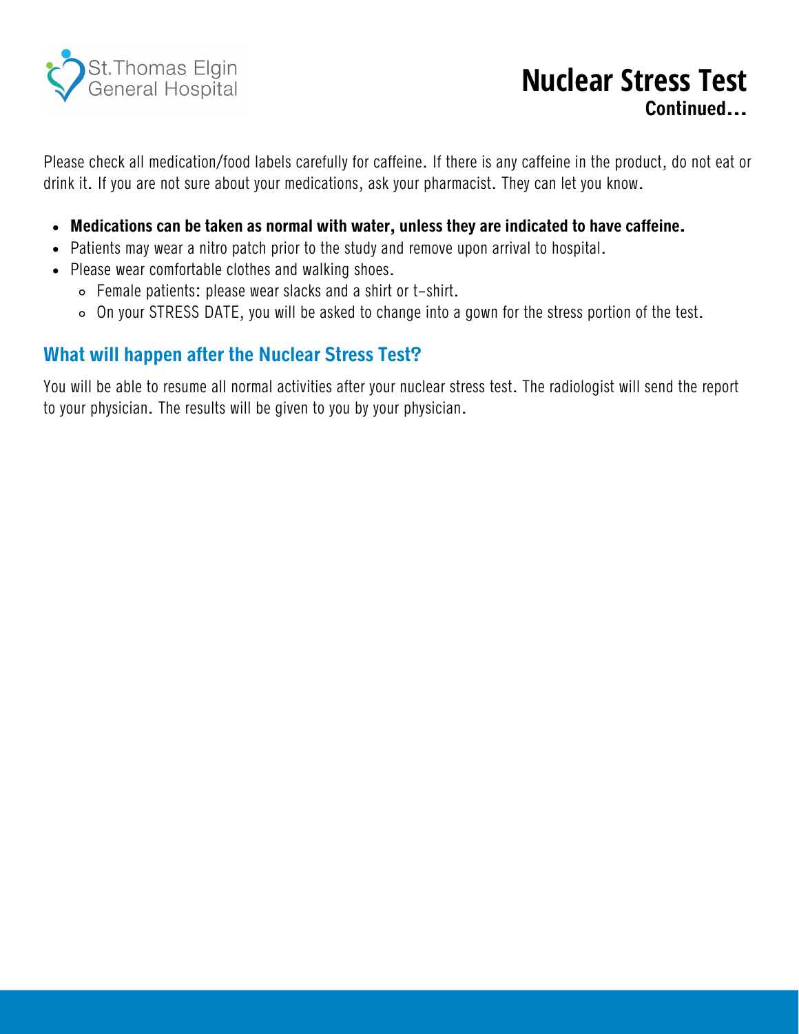Please check all medication/food labels carefully for caffeine. If there is any caffeine in the product, do not eat or drink it. If you are not sure about your medications, ask your pharmacist. They can let you know.

- **Medications can be taken as normal with water, unless they are indicated to have caffeine.**
- Patients may wear a nitro patch prior to the study and remove upon arrival to hospital.
- Please wear comfortable clothes and walking shoes.
  - Female patients: please wear slacks and a shirt or t-shirt.
  - On your STRESS DATE, you will be asked to change into a gown for the stress portion of the test.

## What will happen after the Nuclear Stress Test?

You will be able to resume all normal activities after your nuclear stress test. The radiologist will send the report to your physician. The results will be given to you by your physician.